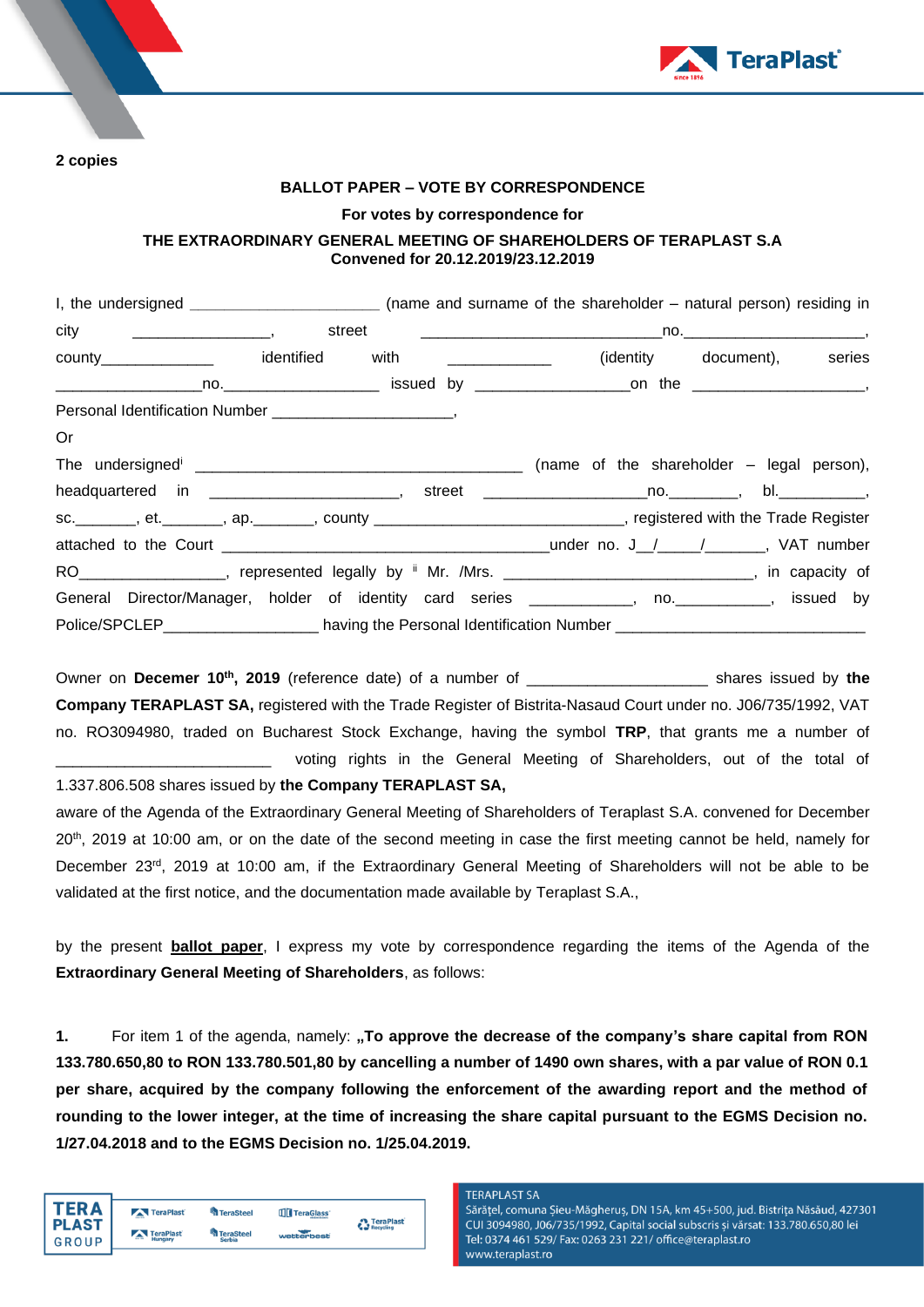**2 copies**

**BALLOT PAPER – VOTE BY CORRESPONDENCE**

**For votes by correspondence for**

**THE EXTRAORDINARY GENERAL MEETING OF SHAREHOLDERS OF TERAPLAST S.A**
**Convened for 20.12.2019/23.12.2019**

I, the undersigned ______________________ (name and surname of the shareholder – natural person) residing in city ________________, street ____________________________no.______________________, county______________ identified with ____________ (identity document), series _________________no.__________________ issued by __________________on the ____________________, Personal Identification Number ______________________,

Or

The undersigned[i] _______________________________________ (name of the shareholder – legal person), headquartered in ______________________, street ___________________no.________, bl.__________, sc._______, et._______, ap._______, county _____________________________, registered with the Trade Register attached to the Court ______________________________________under no. J__/_____/_______, VAT number RO_________________, represented legally by [ii] Mr. /Mrs. ______________________________, in capacity of General Director/Manager, holder of identity card series ____________, no.___________, issued by Police/SPCLEP__________________ having the Personal Identification Number ______________________________

Owner on **December 10th, 2019** (reference date) of a number of ____________________ shares issued by **the Company TERAPLAST SA,** registered with the Trade Register of Bistrita-Nasaud Court under no. J06/735/1992, VAT no. RO3094980, traded on Bucharest Stock Exchange, having the symbol **TRP**, that grants me a number of _________________________ voting rights in the General Meeting of Shareholders, out of the total of 1.337.806.508 shares issued by **the Company TERAPLAST SA,**

aware of the Agenda of the Extraordinary General Meeting of Shareholders of Teraplast S.A. convened for December 20th, 2019 at 10:00 am, or on the date of the second meeting in case the first meeting cannot be held, namely for December 23rd, 2019 at 10:00 am, if the Extraordinary General Meeting of Shareholders will not be able to be validated at the first notice, and the documentation made available by Teraplast S.A.,

by the present **ballot paper**, I express my vote by correspondence regarding the items of the Agenda of the **Extraordinary General Meeting of Shareholders**, as follows:

**1.** For item 1 of the agenda, namely: **„To approve the decrease of the company's share capital from RON 133.780.650,80 to RON 133.780.501,80 by cancelling a number of 1490 own shares, with a par value of RON 0.1 per share, acquired by the company following the enforcement of the awarding report and the method of rounding to the lower integer, at the time of increasing the share capital pursuant to the EGMS Decision no. 1/27.04.2018 and to the EGMS Decision no. 1/25.04.2019.**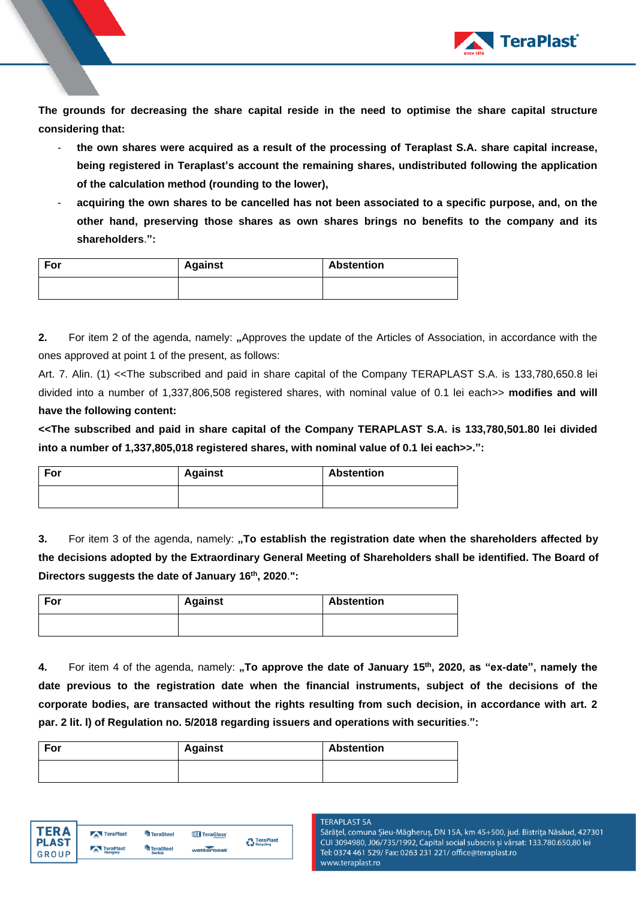**The grounds for decreasing the share capital reside in the need to optimise the share capital structure considering that:**

- **the own shares were acquired as a result of the processing of Teraplast S.A. share capital increase, being registered in Teraplast's account the remaining shares, undistributed following the application of the calculation method (rounding to the lower),**
- **acquiring the own shares to be cancelled has not been associated to a specific purpose, and, on the other hand, preserving those shares as own shares brings no benefits to the company and its shareholders.":**

| For | Against | Abstention |
|---|---|---|
| | | |

**2.** For item 2 of the agenda, namely: **„**Approves the update of the Articles of Association, in accordance with the ones approved at point 1 of the present, as follows:

Art. 7. Alin. (1) <<The subscribed and paid in share capital of the Company TERAPLAST S.A. is 133,780,650.8 lei divided into a number of 1,337,806,508 registered shares, with nominal value of 0.1 lei each>> **modifies and will have the following content:**

**<<The subscribed and paid in share capital of the Company TERAPLAST S.A. is 133,780,501.80 lei divided into a number of 1,337,805,018 registered shares, with nominal value of 0.1 lei each>>.":**

| For | Against | Abstention |
|---|---|---|
| | | |

**3.** For item 3 of the agenda, namely: **„To establish the registration date when the shareholders affected by the decisions adopted by the Extraordinary General Meeting of Shareholders shall be identified. The Board of Directors suggests the date of January 16th, 2020.":**

| For | Against | Abstention |
|---|---|---|
| | | |

**4.** For item 4 of the agenda, namely: **„To approve the date of January 15th, 2020, as "ex-date", namely the date previous to the registration date when the financial instruments, subject of the decisions of the corporate bodies, are transacted without the rights resulting from such decision, in accordance with art. 2 par. 2 lit. l) of Regulation no. 5/2018 regarding issuers and operations with securities.":**

| For | Against | Abstention |
|---|---|---|
| | | |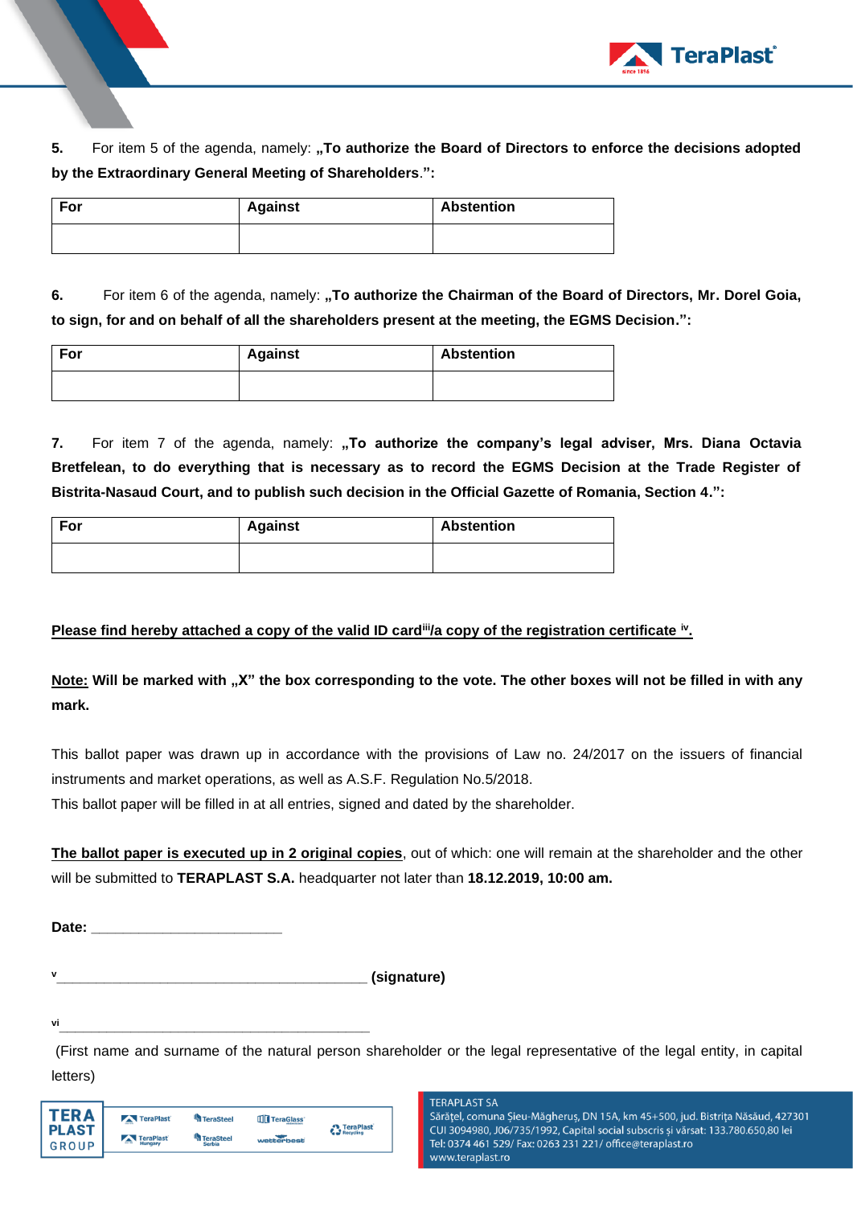**5.** For item 5 of the agenda, namely: **„To authorize the Board of Directors to enforce the decisions adopted by the Extraordinary General Meeting of Shareholders**.**":**

| **For** | **Against** | **Abstention** |
| --- | --- | --- |
| | | |

**6.** For item 6 of the agenda, namely: **„To authorize the Chairman of the Board of Directors, Mr. Dorel Goia, to sign, for and on behalf of all the shareholders present at the meeting, the EGMS Decision.":**

| **For** | **Against** | **Abstention** |
| --- | --- | --- |
| | | |

**7.** For item 7 of the agenda, namely: **„To authorize the company's legal adviser, Mrs. Diana Octavia Bretfelean, to do everything that is necessary as to record the EGMS Decision at the Trade Register of Bistrita-Nasaud Court, and to publish such decision in the Official Gazette of Romania, Section 4.":**

| **For** | **Against** | **Abstention** |
| --- | --- | --- |
| | | |

**Please find hereby attached a copy of the valid ID card[iii]/a copy of the registration certificate [iv].**

**Note:** **Will be marked with „X" the box corresponding to the vote. The other boxes will not be filled in with any mark.**

This ballot paper was drawn up in accordance with the provisions of Law no. 24/2017 on the issuers of financial instruments and market operations, as well as A.S.F. Regulation No.5/2018.
This ballot paper will be filled in at all entries, signed and dated by the shareholder.

**The ballot paper is executed up in 2 original copies**, out of which: one will remain at the shareholder and the other will be submitted to **TERAPLAST S.A.** headquarter not later than **18.12.2019, 10:00 am.**

**Date:** ________________________

[v]________________________________________ **(signature)**

[vi]________________________________________

(First name and surname of the natural person shareholder or the legal representative of the legal entity, in capital letters)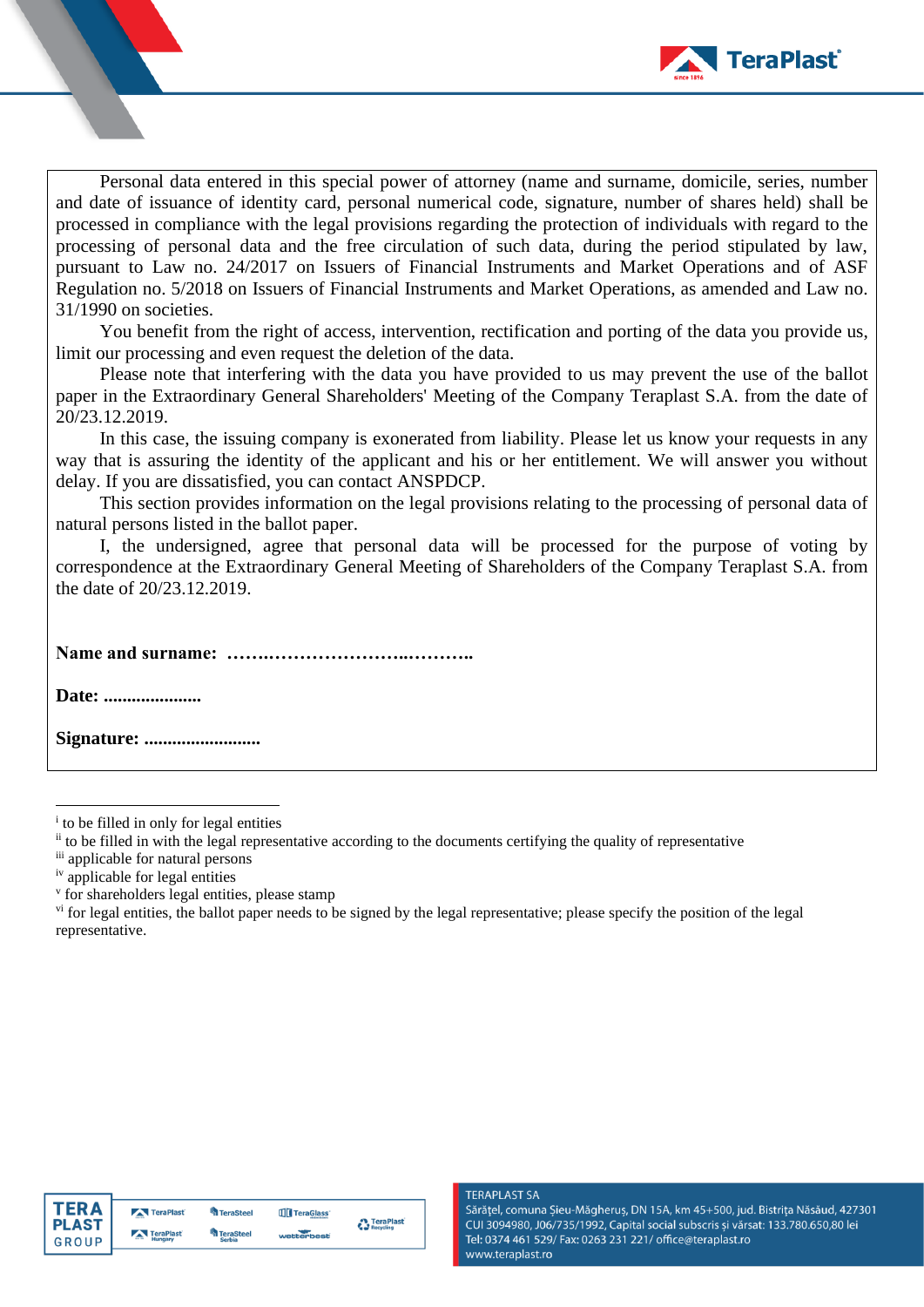Personal data entered in this special power of attorney (name and surname, domicile, series, number and date of issuance of identity card, personal numerical code, signature, number of shares held) shall be processed in compliance with the legal provisions regarding the protection of individuals with regard to the processing of personal data and the free circulation of such data, during the period stipulated by law, pursuant to Law no. 24/2017 on Issuers of Financial Instruments and Market Operations and of ASF Regulation no. 5/2018 on Issuers of Financial Instruments and Market Operations, as amended and Law no. 31/1990 on societies.

You benefit from the right of access, intervention, rectification and porting of the data you provide us, limit our processing and even request the deletion of the data.

Please note that interfering with the data you have provided to us may prevent the use of the ballot paper in the Extraordinary General Shareholders' Meeting of the Company Teraplast S.A. from the date of 20/23.12.2019.

In this case, the issuing company is exonerated from liability. Please let us know your requests in any way that is assuring the identity of the applicant and his or her entitlement. We will answer you without delay. If you are dissatisfied, you can contact ANSPDCP.

This section provides information on the legal provisions relating to the processing of personal data of natural persons listed in the ballot paper.

I, the undersigned, agree that personal data will be processed for the purpose of voting by correspondence at the Extraordinary General Meeting of Shareholders of the Company Teraplast S.A. from the date of 20/23.12.2019.

**Name and surname: …….……………………..………..**

**Date: ....................**

**Signature: .........................**

---

[i] to be filled in only for legal entities
[ii] to be filled in with the legal representative according to the documents certifying the quality of representative
[iii] applicable for natural persons
[iv] applicable for legal entities
[v] for shareholders legal entities, please stamp
[vi] for legal entities, the ballot paper needs to be signed by the legal representative; please specify the position of the legal representative.

TERAPLAST SA
Sărățel, comuna Șieu-Măgheruș, DN 15A, km 45+500, jud. Bistrița Năsăud, 427301
CUI 3094980, J06/735/1992, Capital social subscris și vărsat: 133.780.650,80 lei
Tel: 0374 461 529/ Fax: 0263 231 221/ office@teraplast.ro
www.teraplast.ro